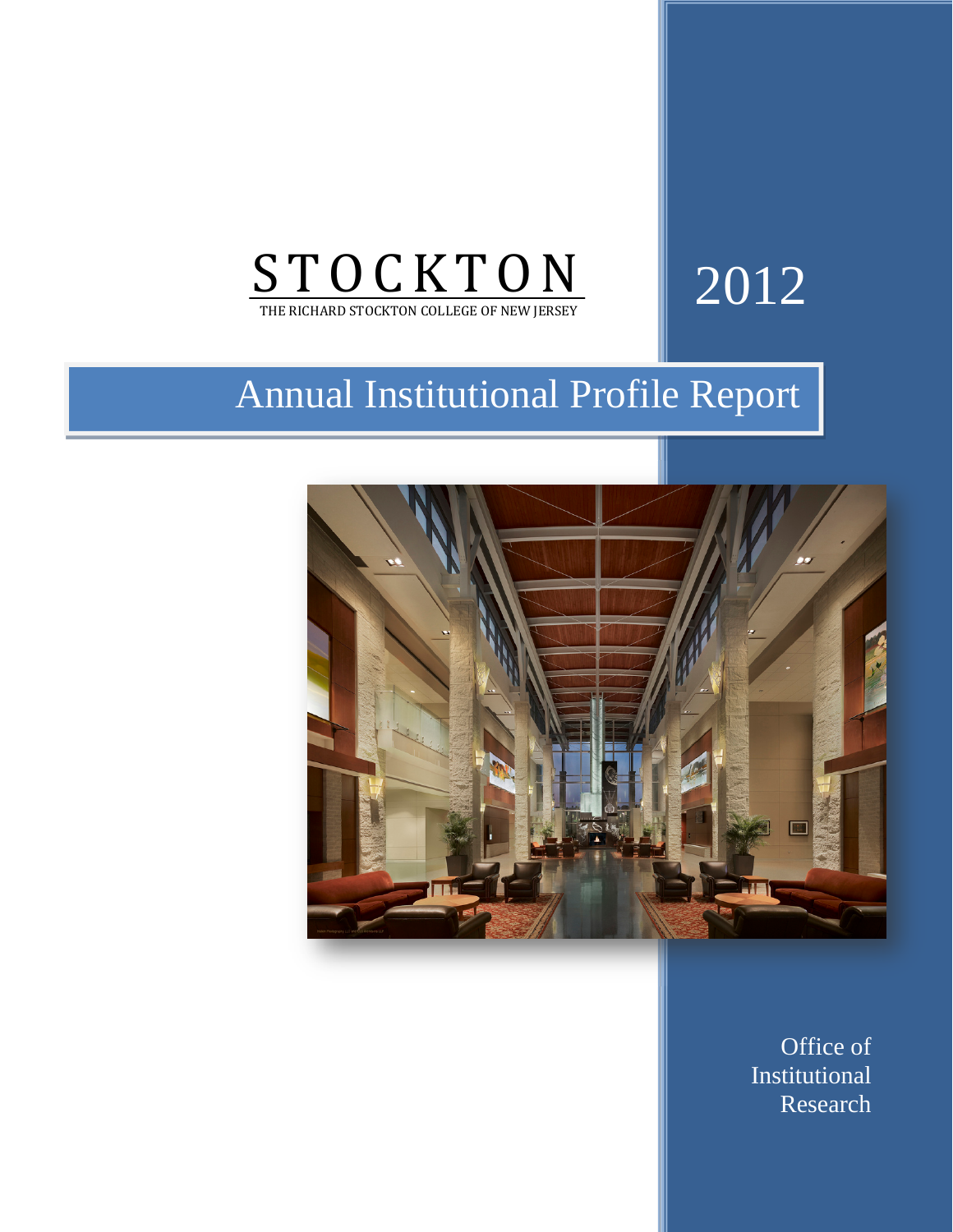# STOCKTON

THE RICHARD STOCKTON COLLEGE OF NEW JERSEY

2012

# Annual Institutional Profile Report

Office of Institutional Research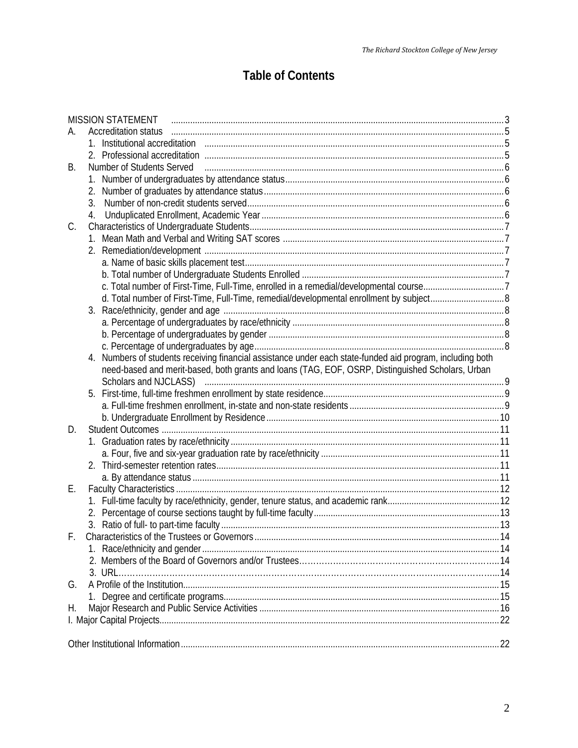# Table of Contents

- MISSION STATEMENT ..... 3
- A. Accreditation status ..... 5
  1. Institutional accreditation ..... 5
  2. Professional accreditation ..... 5
- B. Number of Students Served ..... 6
  1. Number of undergraduates by attendance status ..... 6
  2. Number of graduates by attendance status ..... 6
  3. Number of non-credit students served ..... 6
  4. Unduplicated Enrollment, Academic Year ..... 6
- C. Characteristics of Undergraduate Students ..... 7
  1. Mean Math and Verbal and Writing SAT scores ..... 7
  2. Remediation/development ..... 7
     - a. Name of basic skills placement test ..... 7
     - b. Total number of Undergraduate Students Enrolled ..... 7
     - c. Total number of First-Time, Full-Time, enrolled in a remedial/developmental course ..... 7
     - d. Total number of First-Time, Full-Time, remedial/developmental enrollment by subject ..... 8
  3. Race/ethnicity, gender and age ..... 8
     - a. Percentage of undergraduates by race/ethnicity ..... 8
     - b. Percentage of undergraduates by gender ..... 8
     - c. Percentage of undergraduates by age ..... 8
  4. Numbers of students receiving financial assistance under each state-funded aid program, including both need-based and merit-based, both grants and loans (TAG, EOF, OSRP, Distinguished Scholars, Urban Scholars and NJCLASS) ..... 9
  5. First-time, full-time freshmen enrollment by state residence ..... 9
     - a. Full-time freshmen enrollment, in-state and non-state residents ..... 9
     - b. Undergraduate Enrollment by Residence ..... 10
- D. Student Outcomes ..... 11
  1. Graduation rates by race/ethnicity ..... 11
     - a. Four, five and six-year graduation rate by race/ethnicity ..... 11
  2. Third-semester retention rates ..... 11
     - a. By attendance status ..... 11
- E. Faculty Characteristics ..... 12
  1. Full-time faculty by race/ethnicity, gender, tenure status, and academic rank ..... 12
  2. Percentage of course sections taught by full-time faculty ..... 13
  3. Ratio of full- to part-time faculty ..... 13
- F. Characteristics of the Trustees or Governors ..... 14
  1. Race/ethnicity and gender ..... 14
  2. Members of the Board of Governors and/or Trustees ..... 14
  3. URL ..... 14
- G. A Profile of the Institution ..... 15
  1. Degree and certificate programs ..... 15
- H. Major Research and Public Service Activities ..... 16
- I. Major Capital Projects ..... 22

Other Institutional Information ..... 22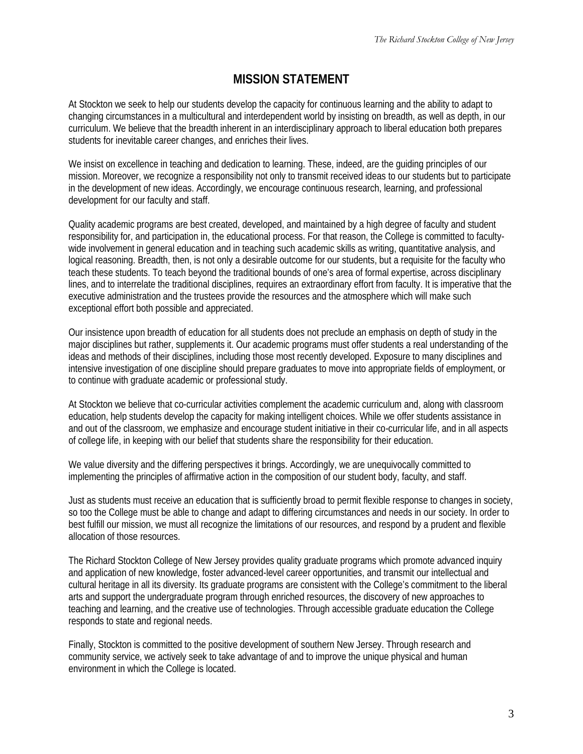# MISSION STATEMENT

At Stockton we seek to help our students develop the capacity for continuous learning and the ability to adapt to changing circumstances in a multicultural and interdependent world by insisting on breadth, as well as depth, in our curriculum. We believe that the breadth inherent in an interdisciplinary approach to liberal education both prepares students for inevitable career changes, and enriches their lives.

We insist on excellence in teaching and dedication to learning. These, indeed, are the guiding principles of our mission. Moreover, we recognize a responsibility not only to transmit received ideas to our students but to participate in the development of new ideas. Accordingly, we encourage continuous research, learning, and professional development for our faculty and staff.

Quality academic programs are best created, developed, and maintained by a high degree of faculty and student responsibility for, and participation in, the educational process. For that reason, the College is committed to faculty-wide involvement in general education and in teaching such academic skills as writing, quantitative analysis, and logical reasoning. Breadth, then, is not only a desirable outcome for our students, but a requisite for the faculty who teach these students. To teach beyond the traditional bounds of one's area of formal expertise, across disciplinary lines, and to interrelate the traditional disciplines, requires an extraordinary effort from faculty. It is imperative that the executive administration and the trustees provide the resources and the atmosphere which will make such exceptional effort both possible and appreciated.

Our insistence upon breadth of education for all students does not preclude an emphasis on depth of study in the major disciplines but rather, supplements it. Our academic programs must offer students a real understanding of the ideas and methods of their disciplines, including those most recently developed. Exposure to many disciplines and intensive investigation of one discipline should prepare graduates to move into appropriate fields of employment, or to continue with graduate academic or professional study.

At Stockton we believe that co-curricular activities complement the academic curriculum and, along with classroom education, help students develop the capacity for making intelligent choices. While we offer students assistance in and out of the classroom, we emphasize and encourage student initiative in their co-curricular life, and in all aspects of college life, in keeping with our belief that students share the responsibility for their education.

We value diversity and the differing perspectives it brings. Accordingly, we are unequivocally committed to implementing the principles of affirmative action in the composition of our student body, faculty, and staff.

Just as students must receive an education that is sufficiently broad to permit flexible response to changes in society, so too the College must be able to change and adapt to differing circumstances and needs in our society. In order to best fulfill our mission, we must all recognize the limitations of our resources, and respond by a prudent and flexible allocation of those resources.

The Richard Stockton College of New Jersey provides quality graduate programs which promote advanced inquiry and application of new knowledge, foster advanced-level career opportunities, and transmit our intellectual and cultural heritage in all its diversity. Its graduate programs are consistent with the College's commitment to the liberal arts and support the undergraduate program through enriched resources, the discovery of new approaches to teaching and learning, and the creative use of technologies. Through accessible graduate education the College responds to state and regional needs.

Finally, Stockton is committed to the positive development of southern New Jersey. Through research and community service, we actively seek to take advantage of and to improve the unique physical and human environment in which the College is located.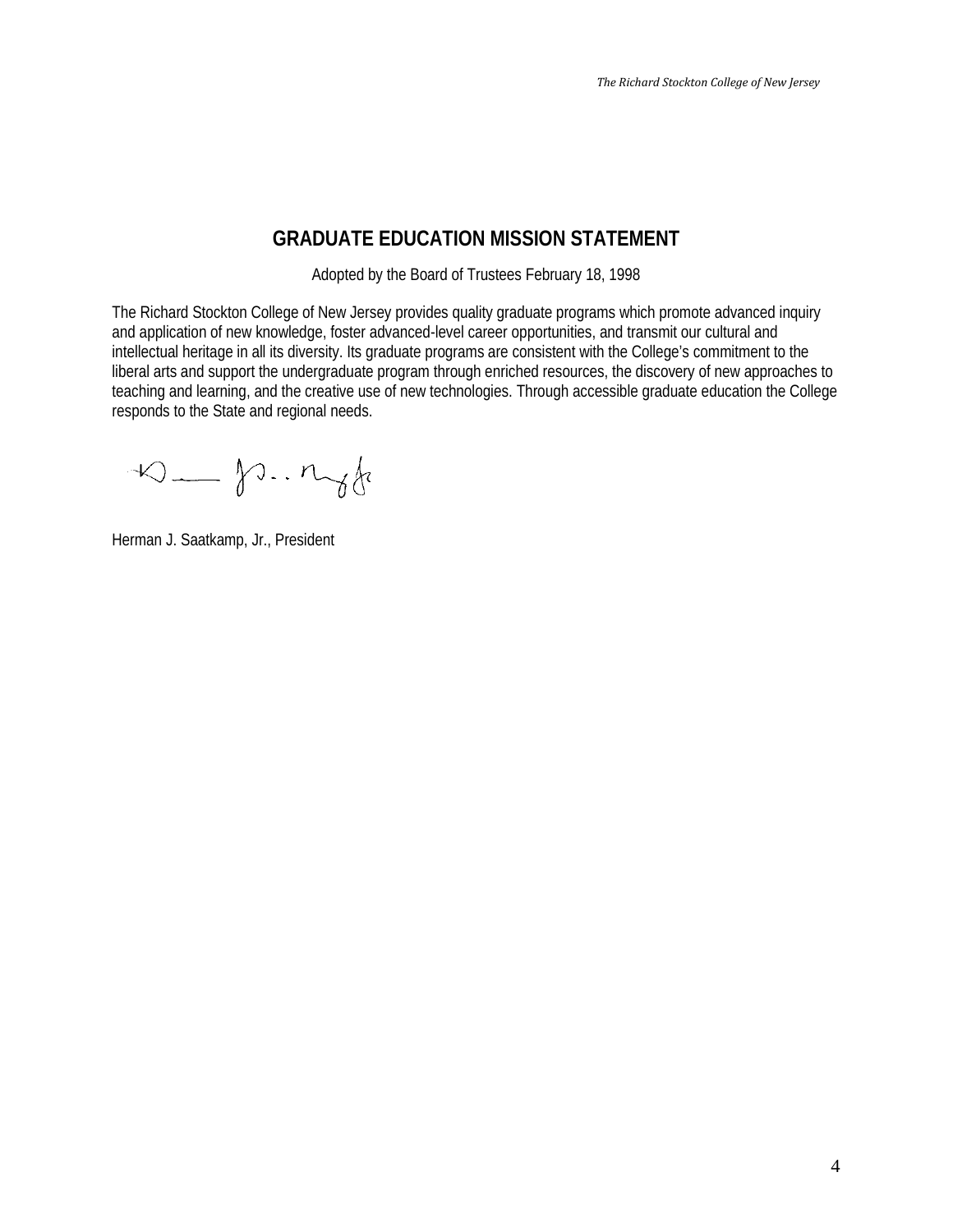# GRADUATE EDUCATION MISSION STATEMENT

Adopted by the Board of Trustees February 18, 1998

The Richard Stockton College of New Jersey provides quality graduate programs which promote advanced inquiry and application of new knowledge, foster advanced-level career opportunities, and transmit our cultural and intellectual heritage in all its diversity. Its graduate programs are consistent with the College's commitment to the liberal arts and support the undergraduate program through enriched resources, the discovery of new approaches to teaching and learning, and the creative use of new technologies. Through accessible graduate education the College responds to the State and regional needs.

Herman J. Saatkamp, Jr., President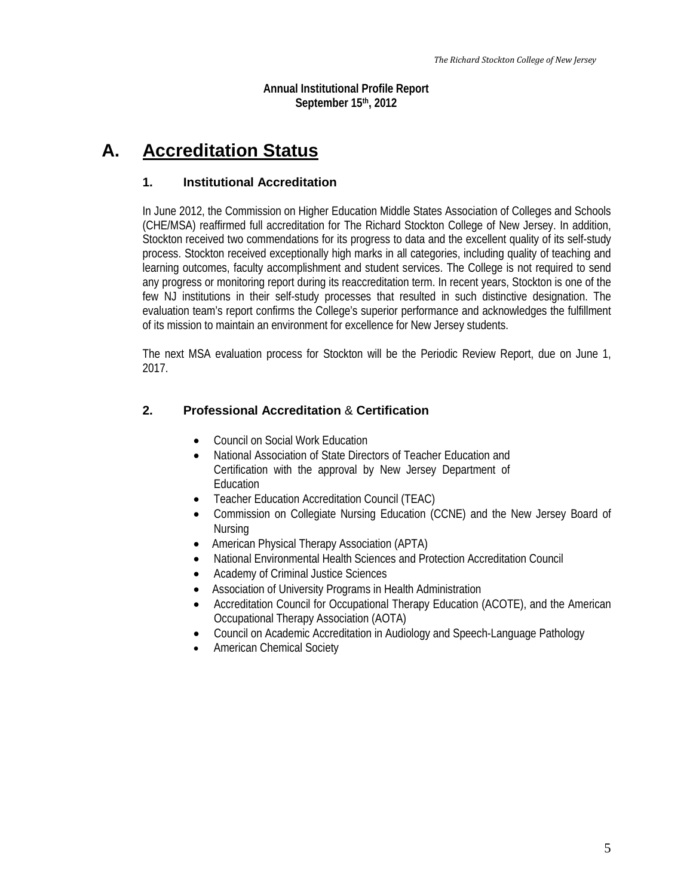**Annual Institutional Profile Report**
**September 15th, 2012**

# A. Accreditation Status

## 1. Institutional Accreditation

In June 2012, the Commission on Higher Education Middle States Association of Colleges and Schools (CHE/MSA) reaffirmed full accreditation for The Richard Stockton College of New Jersey. In addition, Stockton received two commendations for its progress to data and the excellent quality of its self-study process. Stockton received exceptionally high marks in all categories, including quality of teaching and learning outcomes, faculty accomplishment and student services. The College is not required to send any progress or monitoring report during its reaccreditation term. In recent years, Stockton is one of the few NJ institutions in their self-study processes that resulted in such distinctive designation. The evaluation team's report confirms the College's superior performance and acknowledges the fulfillment of its mission to maintain an environment for excellence for New Jersey students.

The next MSA evaluation process for Stockton will be the Periodic Review Report, due on June 1, 2017.

## 2. Professional Accreditation & Certification

- Council on Social Work Education
- National Association of State Directors of Teacher Education and Certification with the approval by New Jersey Department of Education
- Teacher Education Accreditation Council (TEAC)
- Commission on Collegiate Nursing Education (CCNE) and the New Jersey Board of Nursing
- American Physical Therapy Association (APTA)
- National Environmental Health Sciences and Protection Accreditation Council
- Academy of Criminal Justice Sciences
- Association of University Programs in Health Administration
- Accreditation Council for Occupational Therapy Education (ACOTE), and the American Occupational Therapy Association (AOTA)
- Council on Academic Accreditation in Audiology and Speech-Language Pathology
- American Chemical Society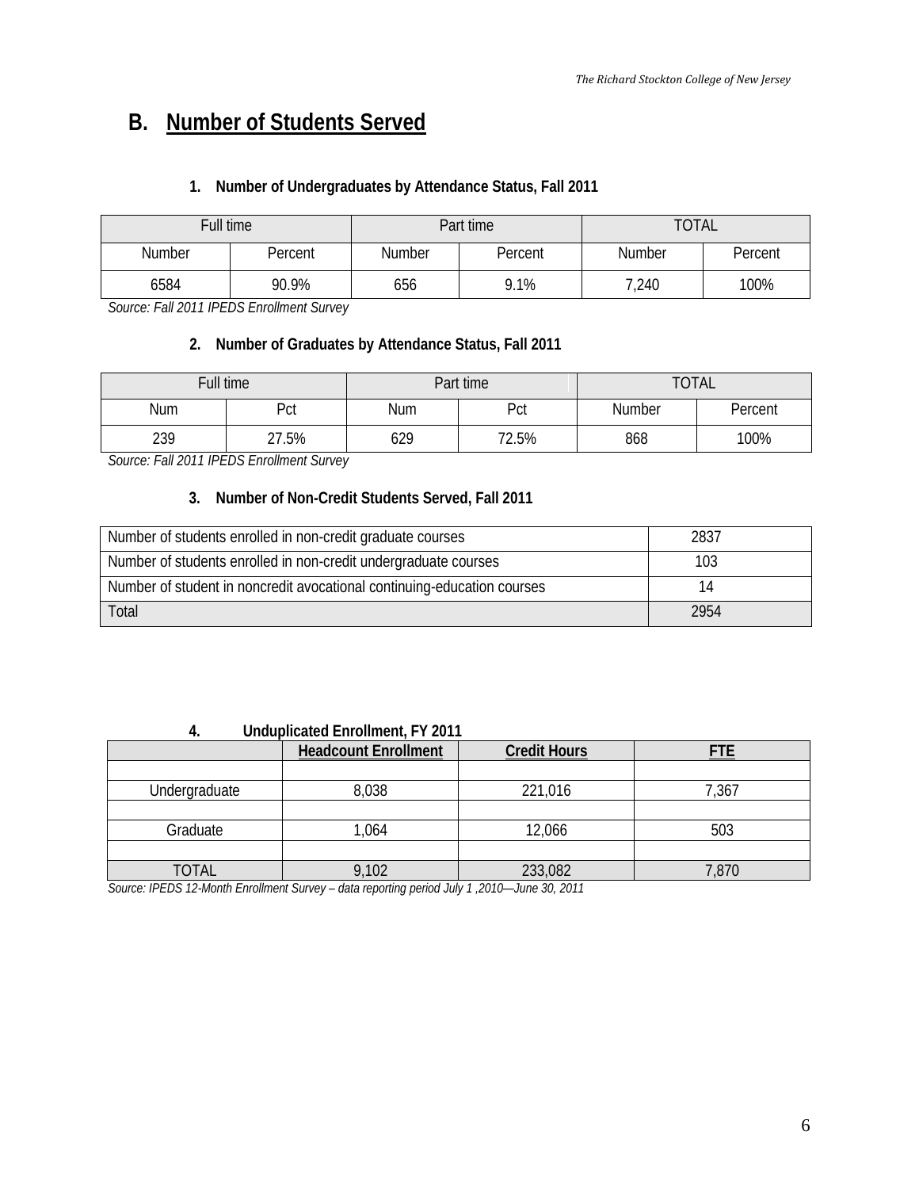## B. Number of Students Served

### 1. Number of Undergraduates by Attendance Status, Fall 2011

| Full time | | Part time | | TOTAL | |
|---|---|---|---|---|---|
| Number | Percent | Number | Percent | Number | Percent |
| 6584 | 90.9% | 656 | 9.1% | 7,240 | 100% |

*Source: Fall 2011 IPEDS Enrollment Survey*

### 2. Number of Graduates by Attendance Status, Fall 2011

| Full time | | Part time | | TOTAL | |
|---|---|---|---|---|---|
| Num | Pct | Num | Pct | Number | Percent |
| 239 | 27.5% | 629 | 72.5% | 868 | 100% |

*Source: Fall 2011 IPEDS Enrollment Survey*

### 3. Number of Non-Credit Students Served, Fall 2011

| | |
|---|---|
| Number of students enrolled in non-credit graduate courses | 2837 |
| Number of students enrolled in non-credit undergraduate courses | 103 |
| Number of student in noncredit avocational continuing-education courses | 14 |
| Total | 2954 |

### 4. Unduplicated Enrollment, FY 2011

| | **Headcount Enrollment** | **Credit Hours** | **FTE** |
|---|---|---|---|
| | | | |
| Undergraduate | 8,038 | 221,016 | 7,367 |
| | | | |
| Graduate | 1,064 | 12,066 | 503 |
| | | | |
| TOTAL | 9,102 | 233,082 | 7,870 |

*Source: IPEDS 12-Month Enrollment Survey – data reporting period July 1 ,2010—June 30, 2011*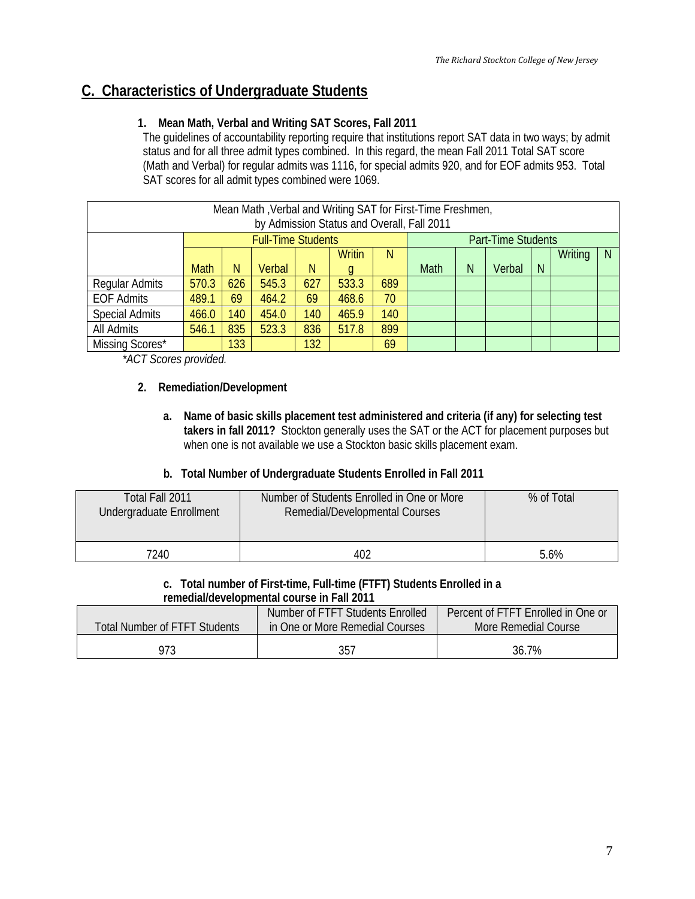## C. Characteristics of Undergraduate Students

### 1. Mean Math, Verbal and Writing SAT Scores, Fall 2011

The guidelines of accountability reporting require that institutions report SAT data in two ways; by admit status and for all three admit types combined. In this regard, the mean Fall 2011 Total SAT score (Math and Verbal) for regular admits was 1116, for special admits 920, and for EOF admits 953. Total SAT scores for all admit types combined were 1069.

| Mean Math ,Verbal and Writing SAT for First-Time Freshmen, by Admission Status and Overall, Fall 2011 | | | | | | | | | | | | |
|---|---|---|---|---|---|---|---|---|---|---|---|---|
| | Full-Time Students | | | | | | Part-Time Students | | | | | |
| | Math | N | Verbal | N | Writing | N | Math | N | Verbal | N | Writing | N |
| Regular Admits | 570.3 | 626 | 545.3 | 627 | 533.3 | 689 | | | | | | |
| EOF Admits | 489.1 | 69 | 464.2 | 69 | 468.6 | 70 | | | | | | |
| Special Admits | 466.0 | 140 | 454.0 | 140 | 465.9 | 140 | | | | | | |
| All Admits | 546.1 | 835 | 523.3 | 836 | 517.8 | 899 | | | | | | |
| Missing Scores* | | 133 | | 132 | | 69 | | | | | | |

*ACT Scores provided.*

### 2. Remediation/Development

**a. Name of basic skills placement test administered and criteria (if any) for selecting test takers in fall 2011?** Stockton generally uses the SAT or the ACT for placement purposes but when one is not available we use a Stockton basic skills placement exam.

**b. Total Number of Undergraduate Students Enrolled in Fall 2011**

| Total Fall 2011 Undergraduate Enrollment | Number of Students Enrolled in One or More Remedial/Developmental Courses | % of Total |
|---|---|---|
| 7240 | 402 | 5.6% |

**c. Total number of First-time, Full-time (FTFT) Students Enrolled in a remedial/developmental course in Fall 2011**

| Total Number of FTFT Students | Number of FTFT Students Enrolled in One or More Remedial Courses | Percent of FTFT Enrolled in One or More Remedial Course |
|---|---|---|
| 973 | 357 | 36.7% |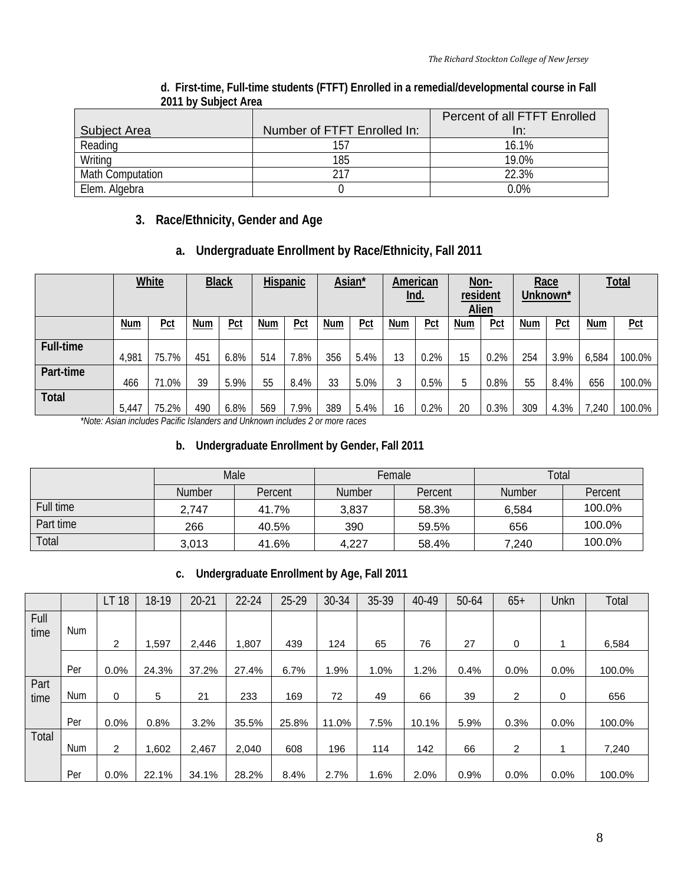**d. First-time, Full-time students (FTFT) Enrolled in a remedial/developmental course in Fall 2011 by Subject Area**

| Subject Area | Number of FTFT Enrolled In: | Percent of all FTFT Enrolled In: |
|---|---|---|
| Reading | 157 | 16.1% |
| Writing | 185 | 19.0% |
| Math Computation | 217 | 22.3% |
| Elem. Algebra | 0 | 0.0% |

## 3. Race/Ethnicity, Gender and Age

### a. Undergraduate Enrollment by Race/Ethnicity, Fall 2011

| | White | | Black | | Hispanic | | Asian* | | American Ind. | | Non-resident Alien | | Race Unknown* | | Total | |
|---|---|---|---|---|---|---|---|---|---|---|---|---|---|---|---|---|
| | Num | Pct | Num | Pct | Num | Pct | Num | Pct | Num | Pct | Num | Pct | Num | Pct | Num | Pct |
| **Full-time** | 4,981 | 75.7% | 451 | 6.8% | 514 | 7.8% | 356 | 5.4% | 13 | 0.2% | 15 | 0.2% | 254 | 3.9% | 6,584 | 100.0% |
| **Part-time** | 466 | 71.0% | 39 | 5.9% | 55 | 8.4% | 33 | 5.0% | 3 | 0.5% | 5 | 0.8% | 55 | 8.4% | 656 | 100.0% |
| **Total** | 5,447 | 75.2% | 490 | 6.8% | 569 | 7.9% | 389 | 5.4% | 16 | 0.2% | 20 | 0.3% | 309 | 4.3% | 7,240 | 100.0% |

*\*Note: Asian includes Pacific Islanders and Unknown includes 2 or more races*

### b. Undergraduate Enrollment by Gender, Fall 2011

| | Male | | Female | | Total | |
|---|---|---|---|---|---|---|
| | Number | Percent | Number | Percent | Number | Percent |
| Full time | 2,747 | 41.7% | 3,837 | 58.3% | 6,584 | 100.0% |
| Part time | 266 | 40.5% | 390 | 59.5% | 656 | 100.0% |
| Total | 3,013 | 41.6% | 4,227 | 58.4% | 7,240 | 100.0% |

### c. Undergraduate Enrollment by Age, Fall 2011

| | | LT 18 | 18-19 | 20-21 | 22-24 | 25-29 | 30-34 | 35-39 | 40-49 | 50-64 | 65+ | Unkn | Total |
|---|---|---|---|---|---|---|---|---|---|---|---|---|---|
| Full time | Num | 2 | 1,597 | 2,446 | 1,807 | 439 | 124 | 65 | 76 | 27 | 0 | 1 | 6,584 |
| | Per | 0.0% | 24.3% | 37.2% | 27.4% | 6.7% | 1.9% | 1.0% | 1.2% | 0.4% | 0.0% | 0.0% | 100.0% |
| Part time | Num | 0 | 5 | 21 | 233 | 169 | 72 | 49 | 66 | 39 | 2 | 0 | 656 |
| | Per | 0.0% | 0.8% | 3.2% | 35.5% | 25.8% | 11.0% | 7.5% | 10.1% | 5.9% | 0.3% | 0.0% | 100.0% |
| Total | Num | 2 | 1,602 | 2,467 | 2,040 | 608 | 196 | 114 | 142 | 66 | 2 | 1 | 7,240 |
| | Per | 0.0% | 22.1% | 34.1% | 28.2% | 8.4% | 2.7% | 1.6% | 2.0% | 0.9% | 0.0% | 0.0% | 100.0% |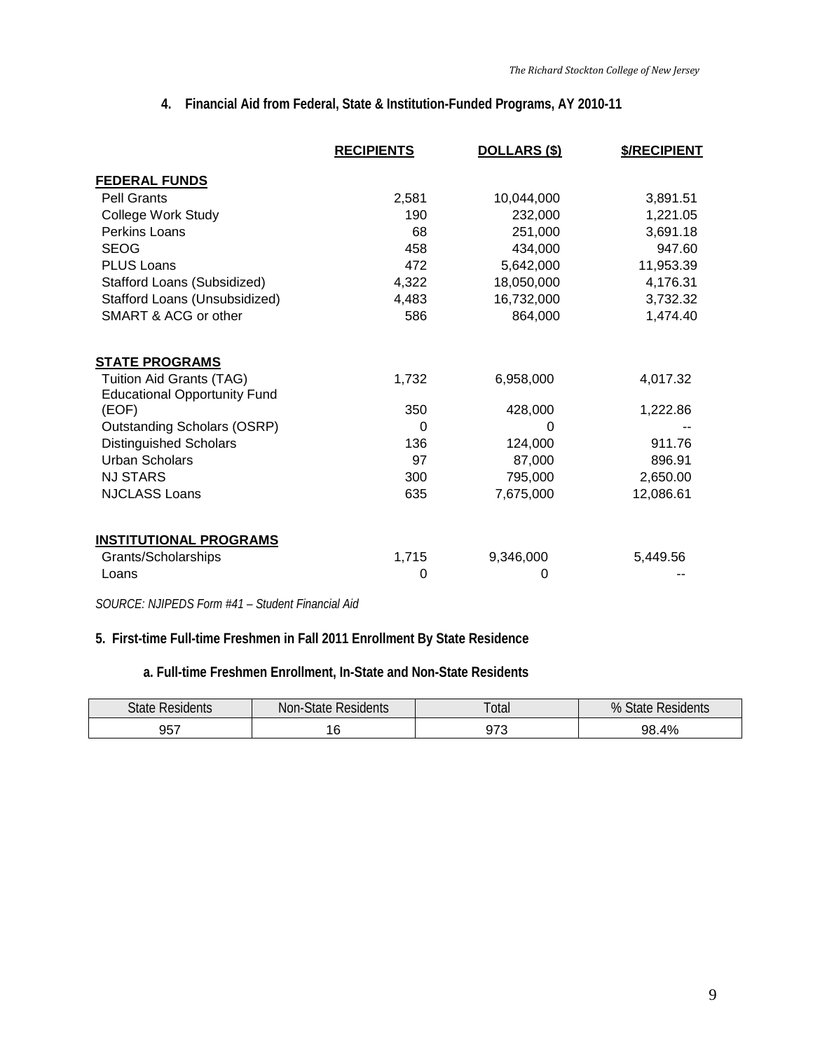## 4. Financial Aid from Federal, State & Institution-Funded Programs, AY 2010-11

| | RECIPIENTS | DOLLARS ($) | $/RECIPIENT |
|---|---|---|---|
| **FEDERAL FUNDS** | | | |
| Pell Grants | 2,581 | 10,044,000 | 3,891.51 |
| College Work Study | 190 | 232,000 | 1,221.05 |
| Perkins Loans | 68 | 251,000 | 3,691.18 |
| SEOG | 458 | 434,000 | 947.60 |
| PLUS Loans | 472 | 5,642,000 | 11,953.39 |
| Stafford Loans (Subsidized) | 4,322 | 18,050,000 | 4,176.31 |
| Stafford Loans (Unsubsidized) | 4,483 | 16,732,000 | 3,732.32 |
| SMART & ACG or other | 586 | 864,000 | 1,474.40 |
| **STATE PROGRAMS** | | | |
| Tuition Aid Grants (TAG) | 1,732 | 6,958,000 | 4,017.32 |
| Educational Opportunity Fund (EOF) | 350 | 428,000 | 1,222.86 |
| Outstanding Scholars (OSRP) | 0 | 0 | -- |
| Distinguished Scholars | 136 | 124,000 | 911.76 |
| Urban Scholars | 97 | 87,000 | 896.91 |
| NJ STARS | 300 | 795,000 | 2,650.00 |
| NJCLASS Loans | 635 | 7,675,000 | 12,086.61 |
| **INSTITUTIONAL PROGRAMS** | | | |
| Grants/Scholarships | 1,715 | 9,346,000 | 5,449.56 |
| Loans | 0 | 0 | -- |

*SOURCE: NJIPEDS Form #41 – Student Financial Aid*

## 5. First-time Full-time Freshmen in Fall 2011 Enrollment By State Residence

### a. Full-time Freshmen Enrollment, In-State and Non-State Residents

| State Residents | Non-State Residents | Total | % State Residents |
|---|---|---|---|
| 957 | 16 | 973 | 98.4% |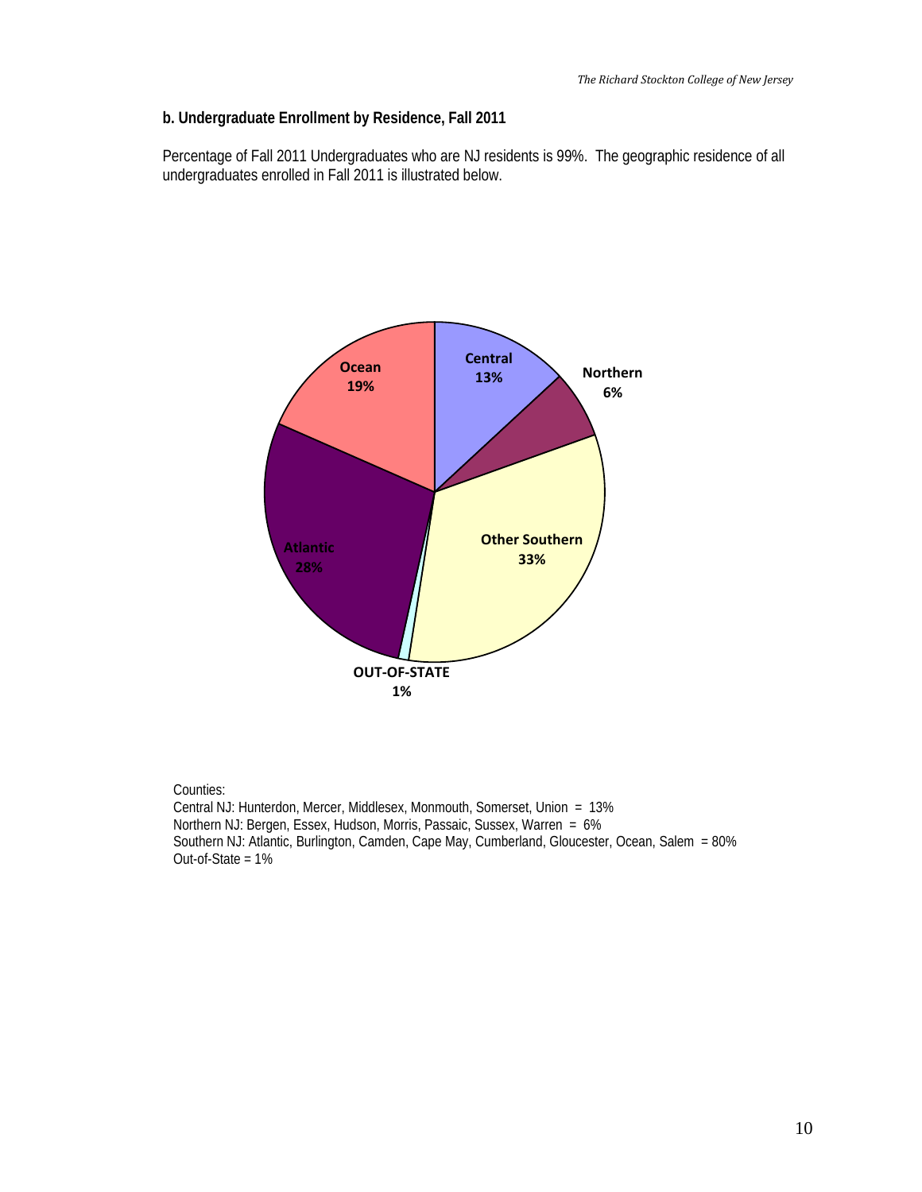**b. Undergraduate Enrollment by Residence, Fall 2011**

Percentage of Fall 2011 Undergraduates who are NJ residents is 99%. The geographic residence of all undergraduates enrolled in Fall 2011 is illustrated below.

| Region | Percentage |
|---|---|
| Central | 13% |
| Northern | 6% |
| Other Southern | 33% |
| OUT-OF-STATE | 1% |
| Atlantic | 28% |
| Ocean | 19% |

Counties:
Central NJ: Hunterdon, Mercer, Middlesex, Monmouth, Somerset, Union = 13%
Northern NJ: Bergen, Essex, Hudson, Morris, Passaic, Sussex, Warren = 6%
Southern NJ: Atlantic, Burlington, Camden, Cape May, Cumberland, Gloucester, Ocean, Salem = 80%
Out-of-State = 1%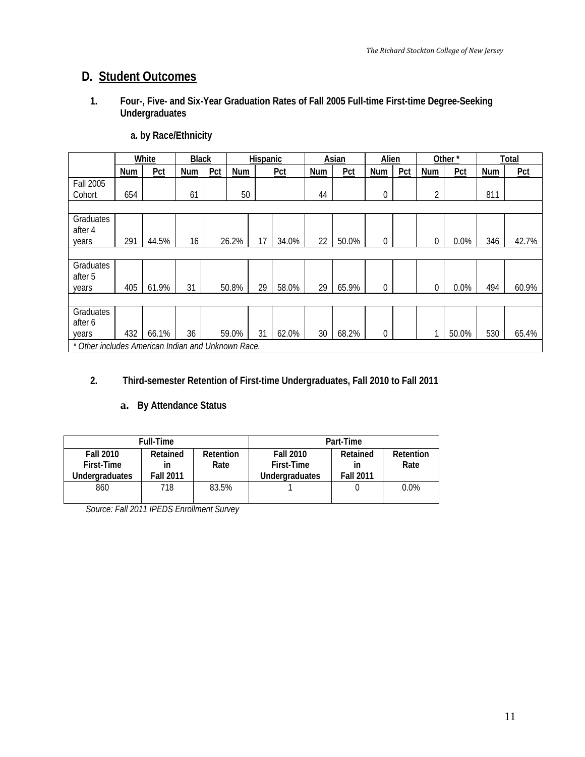## D. Student Outcomes

### 1. Four-, Five- and Six-Year Graduation Rates of Fall 2005 Full-time First-time Degree-Seeking Undergraduates

#### a. by Race/Ethnicity

| | White | | Black | | Hispanic | | Asian | | Alien | | Other * | | Total | |
|---|---|---|---|---|---|---|---|---|---|---|---|---|---|---|
| | Num | Pct | Num | Pct | Num | Pct | Num | Pct | Num | Pct | Num | Pct | Num | Pct |
| Fall 2005 Cohort | 654 | | 61 | | 50 | | 44 | | 0 | | 2 | | 811 | |
| Graduates after 4 years | 291 | 44.5% | 16 | 26.2% | 17 | 34.0% | 22 | 50.0% | 0 | | 0 | 0.0% | 346 | 42.7% |
| Graduates after 5 years | 405 | 61.9% | 31 | 50.8% | 29 | 58.0% | 29 | 65.9% | 0 | | 0 | 0.0% | 494 | 60.9% |
| Graduates after 6 years | 432 | 66.1% | 36 | 59.0% | 31 | 62.0% | 30 | 68.2% | 0 | | 1 | 50.0% | 530 | 65.4% |

*\* Other includes American Indian and Unknown Race.*

### 2. Third-semester Retention of First-time Undergraduates, Fall 2010 to Fall 2011

#### a. By Attendance Status

| Full-Time | | | Part-Time | | |
|---|---|---|---|---|---|
| Fall 2010 First-Time Undergraduates | Retained in Fall 2011 | Retention Rate | Fall 2010 First-Time Undergraduates | Retained in Fall 2011 | Retention Rate |
| 860 | 718 | 83.5% | 1 | 0 | 0.0% |

*Source: Fall 2011 IPEDS Enrollment Survey*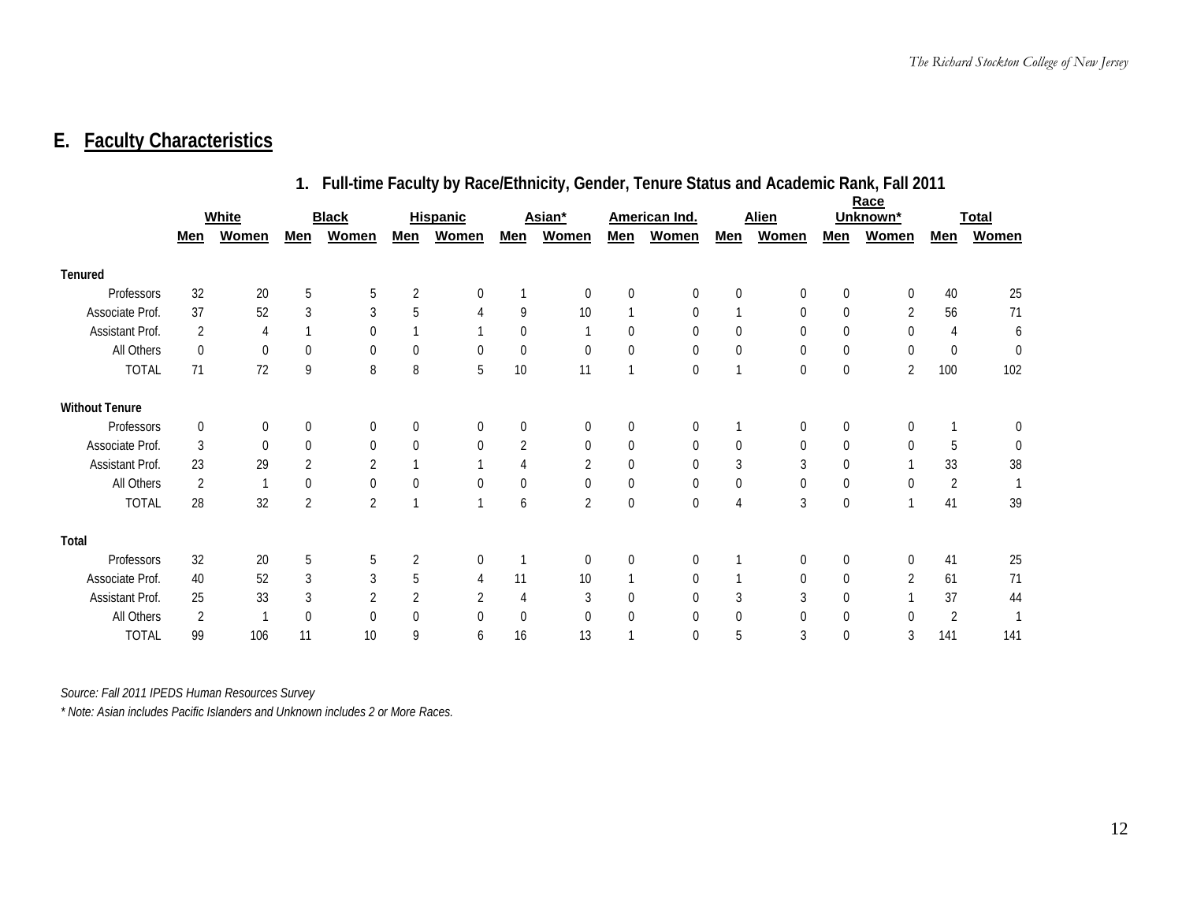## E. Faculty Characteristics

### 1. Full-time Faculty by Race/Ethnicity, Gender, Tenure Status and Academic Rank, Fall 2011

| | White | | Black | | Hispanic | | Asian* | | American Ind. | | Alien | | Race Unknown* | | Total | |
|---|---|---|---|---|---|---|---|---|---|---|---|---|---|---|---|---|
| | Men | Women | Men | Women | Men | Women | Men | Women | Men | Women | Men | Women | Men | Women | Men | Women |
| **Tenured** | | | | | | | | | | | | | | | | |
| Professors | 32 | 20 | 5 | 5 | 2 | 0 | 1 | 0 | 0 | 0 | 0 | 0 | 0 | 0 | 40 | 25 |
| Associate Prof. | 37 | 52 | 3 | 3 | 5 | 4 | 9 | 10 | 1 | 0 | 1 | 0 | 0 | 2 | 56 | 71 |
| Assistant Prof. | 2 | 4 | 1 | 0 | 1 | 1 | 0 | 1 | 0 | 0 | 0 | 0 | 0 | 0 | 4 | 6 |
| All Others | 0 | 0 | 0 | 0 | 0 | 0 | 0 | 0 | 0 | 0 | 0 | 0 | 0 | 0 | 0 | 0 |
| TOTAL | 71 | 72 | 9 | 8 | 8 | 5 | 10 | 11 | 1 | 0 | 1 | 0 | 0 | 2 | 100 | 102 |
| **Without Tenure** | | | | | | | | | | | | | | | | |
| Professors | 0 | 0 | 0 | 0 | 0 | 0 | 0 | 0 | 0 | 0 | 1 | 0 | 0 | 0 | 1 | 0 |
| Associate Prof. | 3 | 0 | 0 | 0 | 0 | 0 | 2 | 0 | 0 | 0 | 0 | 0 | 0 | 0 | 5 | 0 |
| Assistant Prof. | 23 | 29 | 2 | 2 | 1 | 1 | 4 | 2 | 0 | 0 | 3 | 3 | 0 | 1 | 33 | 38 |
| All Others | 2 | 1 | 0 | 0 | 0 | 0 | 0 | 0 | 0 | 0 | 0 | 0 | 0 | 0 | 2 | 1 |
| TOTAL | 28 | 32 | 2 | 2 | 1 | 1 | 6 | 2 | 0 | 0 | 4 | 3 | 0 | 1 | 41 | 39 |
| **Total** | | | | | | | | | | | | | | | | |
| Professors | 32 | 20 | 5 | 5 | 2 | 0 | 1 | 0 | 0 | 0 | 1 | 0 | 0 | 0 | 41 | 25 |
| Associate Prof. | 40 | 52 | 3 | 3 | 5 | 4 | 11 | 10 | 1 | 0 | 1 | 0 | 0 | 2 | 61 | 71 |
| Assistant Prof. | 25 | 33 | 3 | 2 | 2 | 2 | 4 | 3 | 0 | 0 | 3 | 3 | 0 | 1 | 37 | 44 |
| All Others | 2 | 1 | 0 | 0 | 0 | 0 | 0 | 0 | 0 | 0 | 0 | 0 | 0 | 0 | 2 | 1 |
| TOTAL | 99 | 106 | 11 | 10 | 9 | 6 | 16 | 13 | 1 | 0 | 5 | 3 | 0 | 3 | 141 | 141 |

*Source: Fall 2011 IPEDS Human Resources Survey*

*\* Note: Asian includes Pacific Islanders and Unknown includes 2 or More Races.*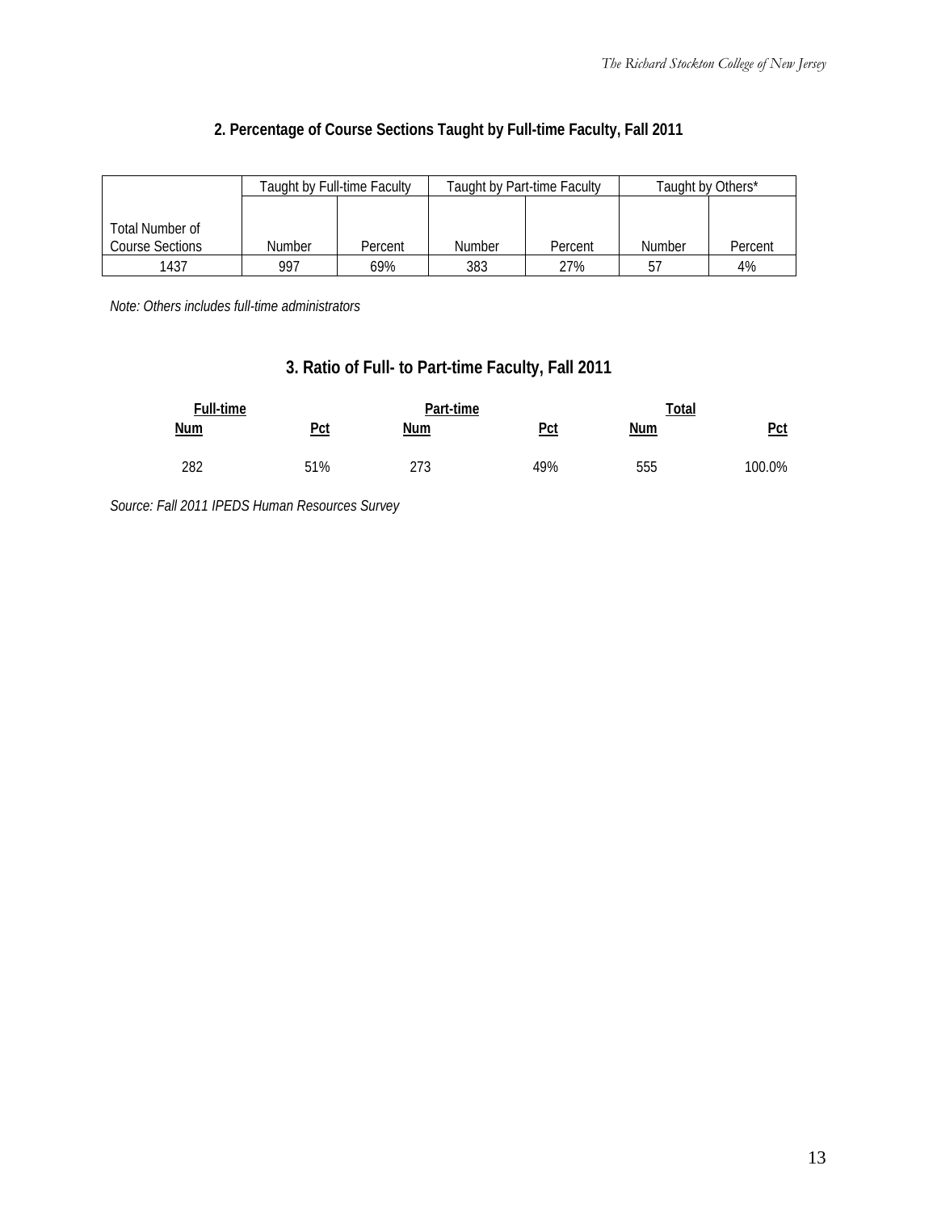## 2. Percentage of Course Sections Taught by Full-time Faculty, Fall 2011

| | Taught by Full-time Faculty | | Taught by Part-time Faculty | | Taught by Others* | |
|---|---|---|---|---|---|---|
| Total Number of Course Sections | Number | Percent | Number | Percent | Number | Percent |
| 1437 | 997 | 69% | 383 | 27% | 57 | 4% |

*Note: Others includes full-time administrators*

## 3. Ratio of Full- to Part-time Faculty, Fall 2011

| Full-time | | Part-time | | Total | |
|---|---|---|---|---|---|
| Num | Pct | Num | Pct | Num | Pct |
| 282 | 51% | 273 | 49% | 555 | 100.0% |

*Source: Fall 2011 IPEDS Human Resources Survey*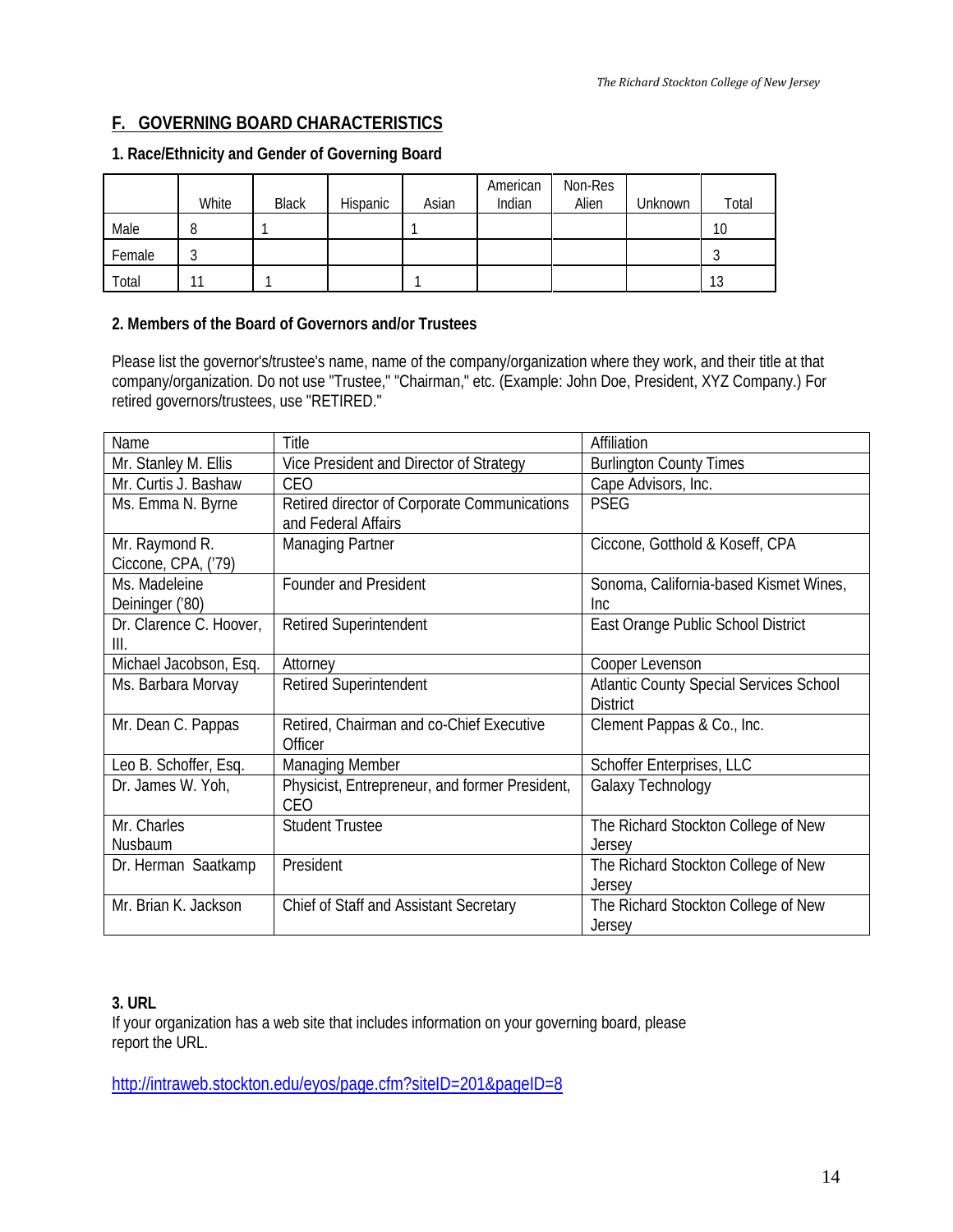## F. GOVERNING BOARD CHARACTERISTICS

### 1. Race/Ethnicity and Gender of Governing Board

| | White | Black | Hispanic | Asian | American Indian | Non-Res Alien | Unknown | Total |
|---|---|---|---|---|---|---|---|---|
| Male | 8 | 1 | | 1 | | | | 10 |
| Female | 3 | | | | | | | 3 |
| Total | 11 | 1 | | 1 | | | | 13 |

### 2. Members of the Board of Governors and/or Trustees

Please list the governor's/trustee's name, name of the company/organization where they work, and their title at that company/organization. Do not use "Trustee," "Chairman," etc. (Example: John Doe, President, XYZ Company.) For retired governors/trustees, use "RETIRED."

| Name | Title | Affiliation |
|---|---|---|
| Mr. Stanley M. Ellis | Vice President and Director of Strategy | Burlington County Times |
| Mr. Curtis J. Bashaw | CEO | Cape Advisors, Inc. |
| Ms. Emma N. Byrne | Retired director of Corporate Communications and Federal Affairs | PSEG |
| Mr. Raymond R. Ciccone, CPA, ('79) | Managing Partner | Ciccone, Gotthold & Koseff, CPA |
| Ms. Madeleine Deininger ('80) | Founder and President | Sonoma, California-based Kismet Wines, Inc |
| Dr. Clarence C. Hoover, III. | Retired Superintendent | East Orange Public School District |
| Michael Jacobson, Esq. | Attorney | Cooper Levenson |
| Ms. Barbara Morvay | Retired Superintendent | Atlantic County Special Services School District |
| Mr. Dean C. Pappas | Retired, Chairman and co-Chief Executive Officer | Clement Pappas & Co., Inc. |
| Leo B. Schoffer, Esq. | Managing Member | Schoffer Enterprises, LLC |
| Dr. James W. Yoh, | Physicist, Entrepreneur, and former President, CEO | Galaxy Technology |
| Mr. Charles Nusbaum | Student Trustee | The Richard Stockton College of New Jersey |
| Dr. Herman Saatkamp | President | The Richard Stockton College of New Jersey |
| Mr. Brian K. Jackson | Chief of Staff and Assistant Secretary | The Richard Stockton College of New Jersey |

### 3. URL

If your organization has a web site that includes information on your governing board, please report the URL.

http://intraweb.stockton.edu/eyos/page.cfm?siteID=201&pageID=8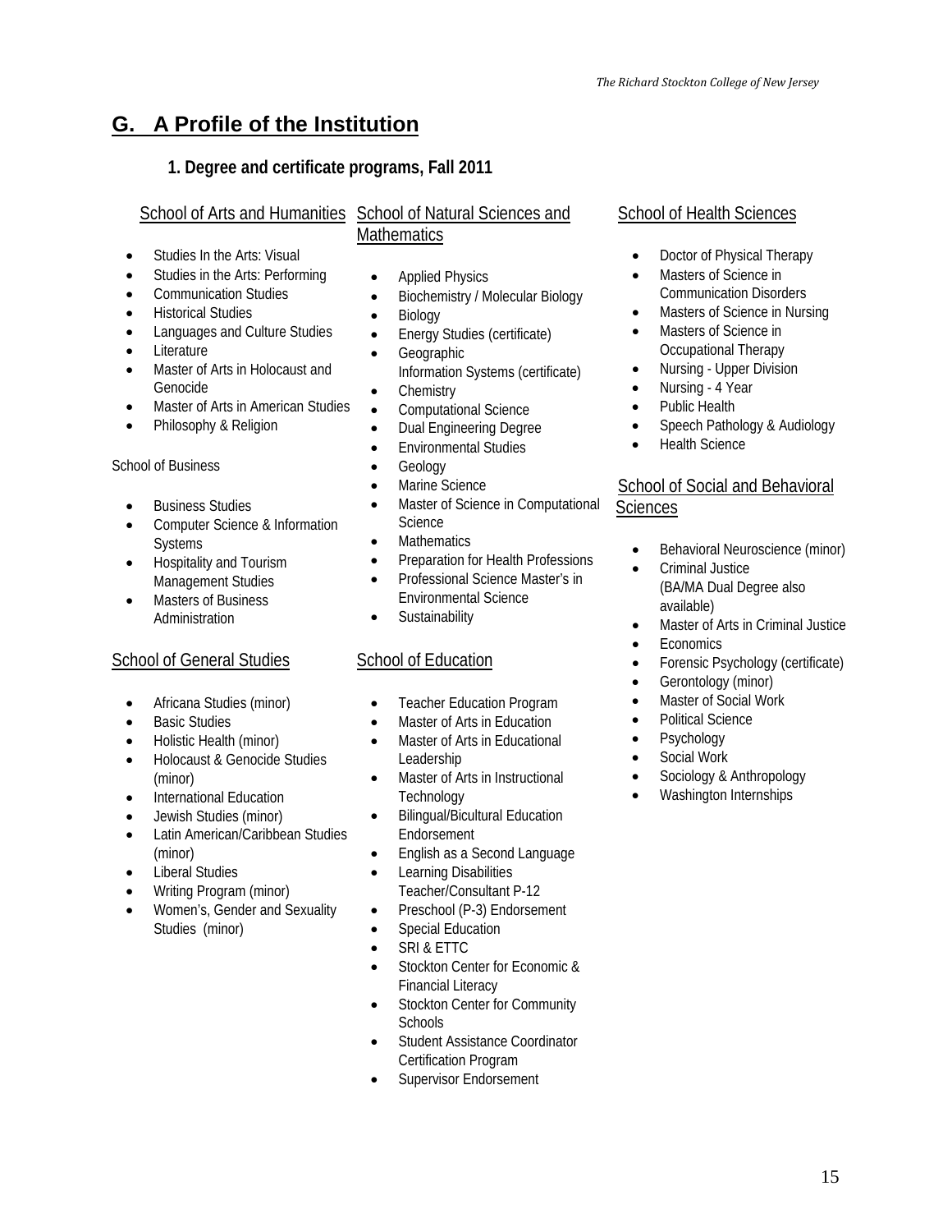## G. A Profile of the Institution

### 1. Degree and certificate programs, Fall 2011

School of Arts and Humanities

- Studies In the Arts: Visual
- Studies in the Arts: Performing
- Communication Studies
- Historical Studies
- Languages and Culture Studies
- Literature
- Master of Arts in Holocaust and Genocide
- Master of Arts in American Studies
- Philosophy & Religion

School of Business

- Business Studies
- Computer Science & Information Systems
- Hospitality and Tourism Management Studies
- Masters of Business Administration

School of General Studies

- Africana Studies (minor)
- Basic Studies
- Holistic Health (minor)
- Holocaust & Genocide Studies (minor)
- International Education
- Jewish Studies (minor)
- Latin American/Caribbean Studies (minor)
- Liberal Studies
- Writing Program (minor)
- Women's, Gender and Sexuality Studies (minor)

School of Natural Sciences and Mathematics

- Applied Physics
- Biochemistry / Molecular Biology
- Biology
- Energy Studies (certificate)
- Geographic Information Systems (certificate)
- Chemistry
- Computational Science
- Dual Engineering Degree
- Environmental Studies
- Geology
- Marine Science
- Master of Science in Computational Science
- Mathematics
- Preparation for Health Professions
- Professional Science Master's in Environmental Science
- Sustainability

School of Education

- Teacher Education Program
- Master of Arts in Education
- Master of Arts in Educational Leadership
- Master of Arts in Instructional Technology
- Bilingual/Bicultural Education Endorsement
- English as a Second Language
- Learning Disabilities Teacher/Consultant P-12
- Preschool (P-3) Endorsement
- Special Education
- SRI & ETTC
- Stockton Center for Economic & Financial Literacy
- Stockton Center for Community Schools
- Student Assistance Coordinator Certification Program
- Supervisor Endorsement

School of Health Sciences

- Doctor of Physical Therapy
- Masters of Science in Communication Disorders
- Masters of Science in Nursing
- Masters of Science in Occupational Therapy
- Nursing - Upper Division
- Nursing - 4 Year
- Public Health
- Speech Pathology & Audiology
- Health Science

School of Social and Behavioral Sciences

- Behavioral Neuroscience (minor)
- Criminal Justice (BA/MA Dual Degree also available)
- Master of Arts in Criminal Justice
- Economics
- Forensic Psychology (certificate)
- Gerontology (minor)
- Master of Social Work
- Political Science
- Psychology
- Social Work
- Sociology & Anthropology
- Washington Internships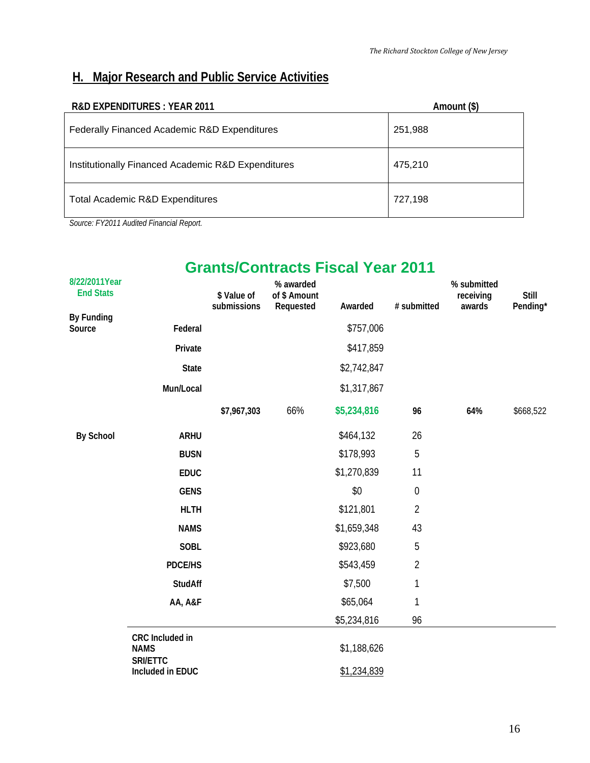## H. Major Research and Public Service Activities

| R&D EXPENDITURES : YEAR 2011 | Amount ($) |
|---|---|
| Federally Financed Academic R&D Expenditures | 251,988 |
| Institutionally Financed Academic R&D Expenditures | 475,210 |
| Total Academic R&D Expenditures | 727,198 |

*Source: FY2011 Audited Financial Report.*

## Grants/Contracts Fiscal Year 2011

| 8/22/2011Year End Stats | | $ Value of submissions | % awarded of $ Amount Requested | Awarded | # submitted | % submitted receiving awards | Still Pending* |
|---|---|---|---|---|---|---|---|
| By Funding Source | Federal | | | $757,006 | | | |
| | Private | | | $417,859 | | | |
| | State | | | $2,742,847 | | | |
| | Mun/Local | | | $1,317,867 | | | |
| | | **$7,967,303** | 66% | **$5,234,816** | **96** | **64%** | $668,522 |
| By School | ARHU | | | $464,132 | 26 | | |
| | BUSN | | | $178,993 | 5 | | |
| | EDUC | | | $1,270,839 | 11 | | |
| | GENS | | | $0 | 0 | | |
| | HLTH | | | $121,801 | 2 | | |
| | NAMS | | | $1,659,348 | 43 | | |
| | SOBL | | | $923,680 | 5 | | |
| | PDCE/HS | | | $543,459 | 2 | | |
| | StudAff | | | $7,500 | 1 | | |
| | AA, A&F | | | $65,064 | 1 | | |
| | | | | $5,234,816 | 96 | | |
| | CRC Included in NAMS | | | $1,188,626 | | | |
| | SRI/ETTC Included in EDUC | | | $1,234,839 | | | |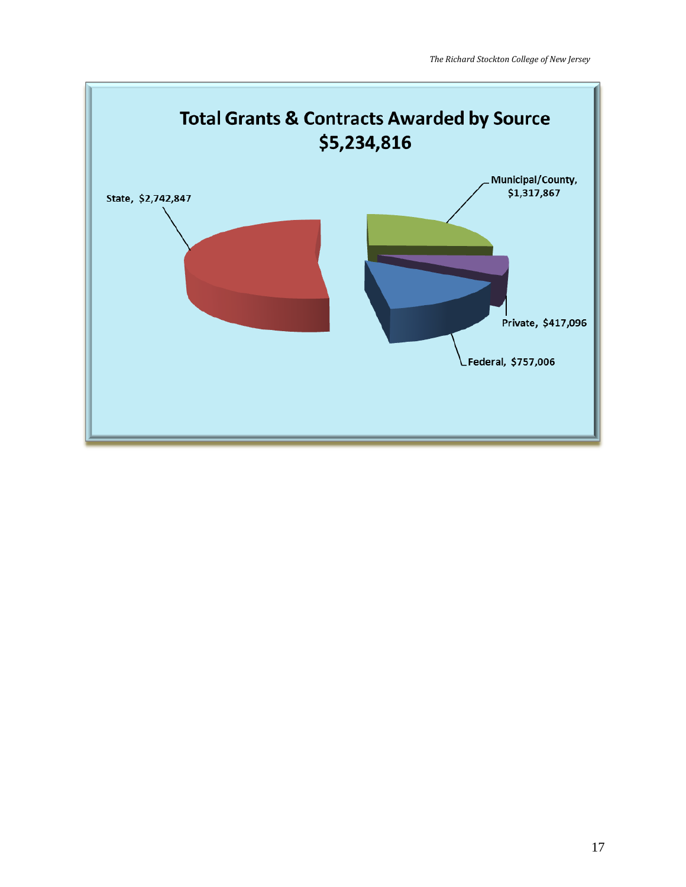## Total Grants & Contracts Awarded by Source
## $5,234,816

State, $2,742,847

Municipal/County, $1,317,867

Private, $417,096

Federal, $757,006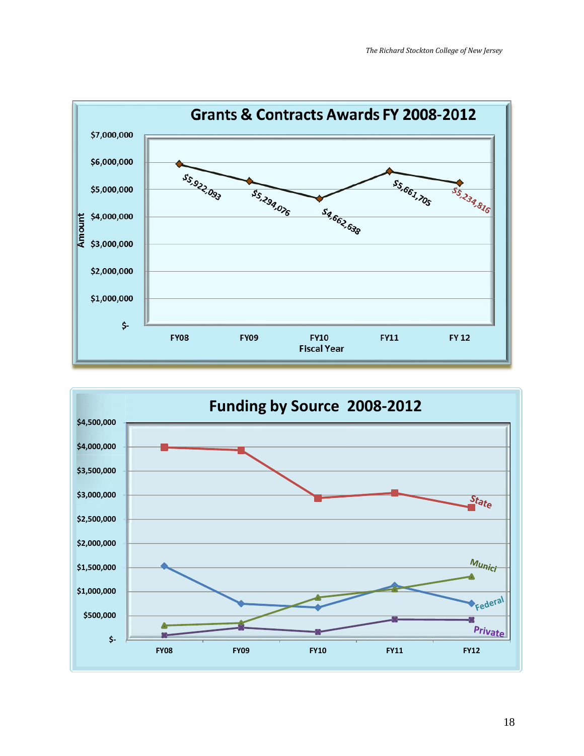## Grants & Contracts Awards FY 2008-2012

| Fiscal Year | Amount |
|---|---|
| FY08 | $5,922,093 |
| FY09 | $5,294,076 |
| FY10 | $4,662,638 |
| FY11 | $5,661,705 |
| FY 12 | $5,234,816 |

## Funding by Source 2008-2012

State, Munici, Federal, Private

FY08, FY09, FY10, FY11, FY12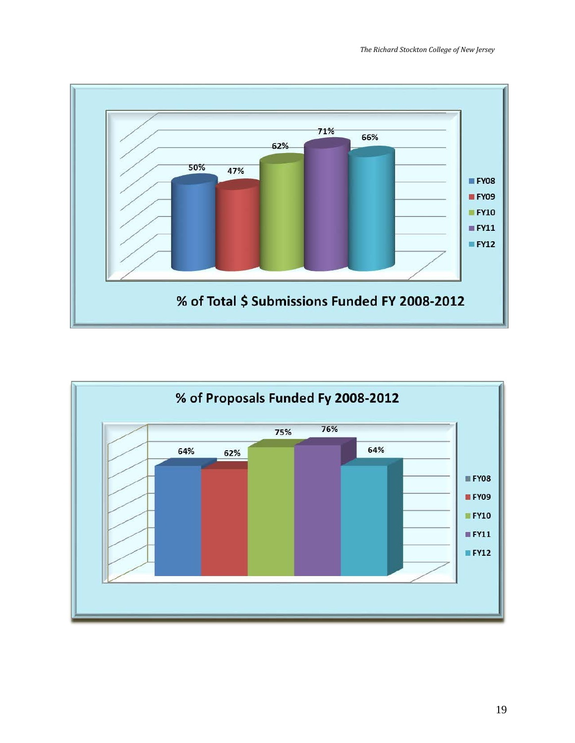**% of Total $ Submissions Funded FY 2008-2012**

| FY08 | FY09 | FY10 | FY11 | FY12 |
|---|---|---|---|---|
| 50% | 47% | 62% | 71% | 66% |

**% of Proposals Funded Fy 2008-2012**

| FY08 | FY09 | FY10 | FY11 | FY12 |
|---|---|---|---|---|
| 64% | 62% | 75% | 76% | 64% |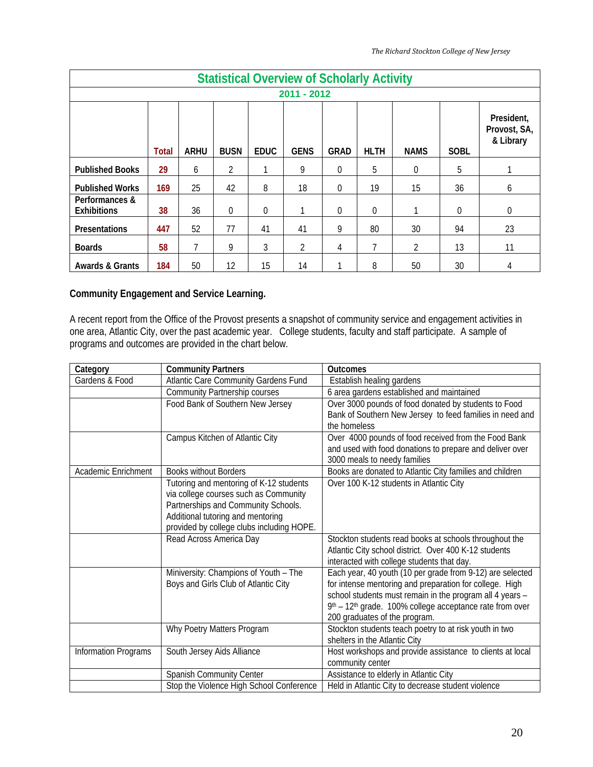| Statistical Overview of Scholarly Activity | | | | | | | | | | |
|---|---|---|---|---|---|---|---|---|---|---|
| 2011 - 2012 | | | | | | | | | | |
| | Total | ARHU | BUSN | EDUC | GENS | GRAD | HLTH | NAMS | SOBL | President, Provost, SA, & Library |
| **Published Books** | 29 | 6 | 2 | 1 | 9 | 0 | 5 | 0 | 5 | 1 |
| **Published Works** | 169 | 25 | 42 | 8 | 18 | 0 | 19 | 15 | 36 | 6 |
| **Performances & Exhibitions** | 38 | 36 | 0 | 0 | 1 | 0 | 0 | 1 | 0 | 0 |
| **Presentations** | 447 | 52 | 77 | 41 | 41 | 9 | 80 | 30 | 94 | 23 |
| **Boards** | 58 | 7 | 9 | 3 | 2 | 4 | 7 | 2 | 13 | 11 |
| **Awards & Grants** | 184 | 50 | 12 | 15 | 14 | 1 | 8 | 50 | 30 | 4 |

**Community Engagement and Service Learning.**

A recent report from the Office of the Provost presents a snapshot of community service and engagement activities in one area, Atlantic City, over the past academic year. College students, faculty and staff participate. A sample of programs and outcomes are provided in the chart below.

| Category | Community Partners | Outcomes |
|---|---|---|
| Gardens & Food | Atlantic Care Community Gardens Fund | Establish healing gardens |
| | Community Partnership courses | 6 area gardens established and maintained |
| | Food Bank of Southern New Jersey | Over 3000 pounds of food donated by students to Food Bank of Southern New Jersey to feed families in need and the homeless |
| | Campus Kitchen of Atlantic City | Over 4000 pounds of food received from the Food Bank and used with food donations to prepare and deliver over 3000 meals to needy families |
| Academic Enrichment | Books without Borders | Books are donated to Atlantic City families and children |
| | Tutoring and mentoring of K-12 students via college courses such as Community Partnerships and Community Schools. Additional tutoring and mentoring provided by college clubs including HOPE. | Over 100 K-12 students in Atlantic City |
| | Read Across America Day | Stockton students read books at schools throughout the Atlantic City school district. Over 400 K-12 students interacted with college students that day. |
| | Miniversity: Champions of Youth – The Boys and Girls Club of Atlantic City | Each year, 40 youth (10 per grade from 9-12) are selected for intense mentoring and preparation for college. High school students must remain in the program all 4 years – 9th – 12th grade. 100% college acceptance rate from over 200 graduates of the program. |
| | Why Poetry Matters Program | Stockton students teach poetry to at risk youth in two shelters in the Atlantic City |
| Information Programs | South Jersey Aids Alliance | Host workshops and provide assistance to clients at local community center |
| | Spanish Community Center | Assistance to elderly in Atlantic City |
| | Stop the Violence High School Conference | Held in Atlantic City to decrease student violence |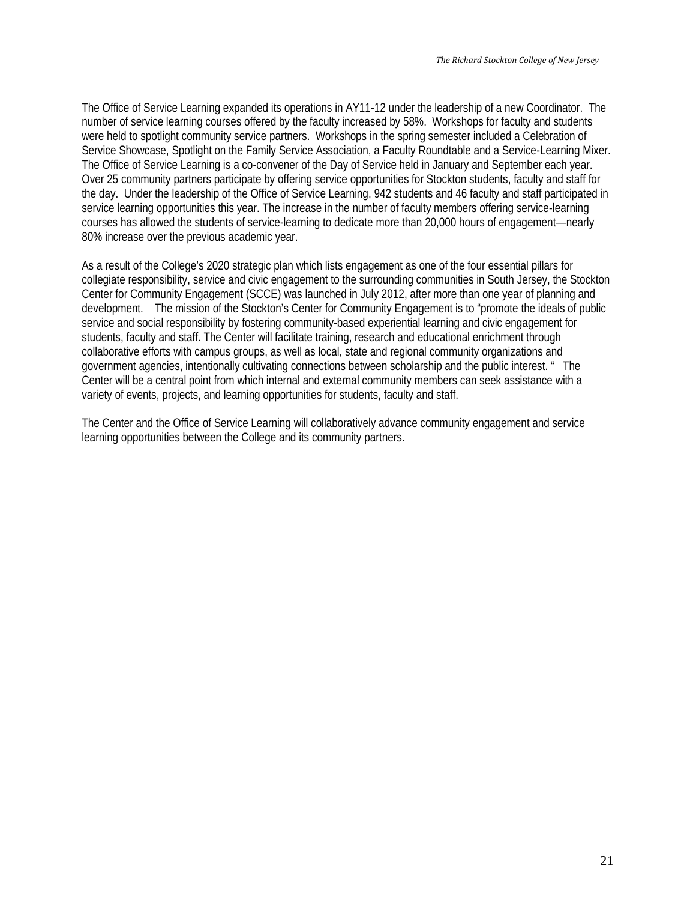The Office of Service Learning expanded its operations in AY11-12 under the leadership of a new Coordinator. The number of service learning courses offered by the faculty increased by 58%. Workshops for faculty and students were held to spotlight community service partners. Workshops in the spring semester included a Celebration of Service Showcase, Spotlight on the Family Service Association, a Faculty Roundtable and a Service-Learning Mixer. The Office of Service Learning is a co-convener of the Day of Service held in January and September each year. Over 25 community partners participate by offering service opportunities for Stockton students, faculty and staff for the day. Under the leadership of the Office of Service Learning, 942 students and 46 faculty and staff participated in service learning opportunities this year. The increase in the number of faculty members offering service-learning courses has allowed the students of service-learning to dedicate more than 20,000 hours of engagement—nearly 80% increase over the previous academic year.

As a result of the College's 2020 strategic plan which lists engagement as one of the four essential pillars for collegiate responsibility, service and civic engagement to the surrounding communities in South Jersey, the Stockton Center for Community Engagement (SCCE) was launched in July 2012, after more than one year of planning and development. The mission of the Stockton's Center for Community Engagement is to "promote the ideals of public service and social responsibility by fostering community-based experiential learning and civic engagement for students, faculty and staff. The Center will facilitate training, research and educational enrichment through collaborative efforts with campus groups, as well as local, state and regional community organizations and government agencies, intentionally cultivating connections between scholarship and the public interest. " The Center will be a central point from which internal and external community members can seek assistance with a variety of events, projects, and learning opportunities for students, faculty and staff.

The Center and the Office of Service Learning will collaboratively advance community engagement and service learning opportunities between the College and its community partners.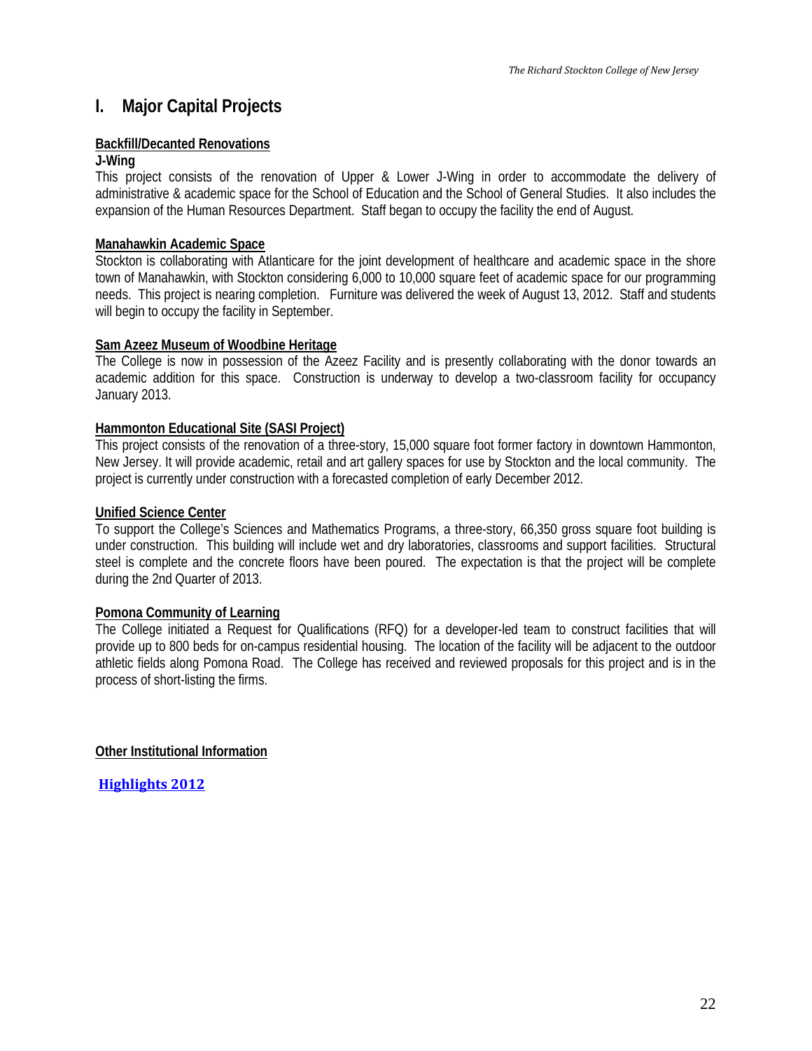## I. Major Capital Projects

**Backfill/Decanted Renovations**

**J-Wing**

This project consists of the renovation of Upper & Lower J-Wing in order to accommodate the delivery of administrative & academic space for the School of Education and the School of General Studies. It also includes the expansion of the Human Resources Department. Staff began to occupy the facility the end of August.

**Manahawkin Academic Space**

Stockton is collaborating with Atlanticare for the joint development of healthcare and academic space in the shore town of Manahawkin, with Stockton considering 6,000 to 10,000 square feet of academic space for our programming needs. This project is nearing completion. Furniture was delivered the week of August 13, 2012. Staff and students will begin to occupy the facility in September.

**Sam Azeez Museum of Woodbine Heritage**

The College is now in possession of the Azeez Facility and is presently collaborating with the donor towards an academic addition for this space. Construction is underway to develop a two-classroom facility for occupancy January 2013.

**Hammonton Educational Site (SASI Project)**

This project consists of the renovation of a three-story, 15,000 square foot former factory in downtown Hammonton, New Jersey. It will provide academic, retail and art gallery spaces for use by Stockton and the local community. The project is currently under construction with a forecasted completion of early December 2012.

**Unified Science Center**

To support the College's Sciences and Mathematics Programs, a three-story, 66,350 gross square foot building is under construction. This building will include wet and dry laboratories, classrooms and support facilities. Structural steel is complete and the concrete floors have been poured. The expectation is that the project will be complete during the 2nd Quarter of 2013.

**Pomona Community of Learning**

The College initiated a Request for Qualifications (RFQ) for a developer-led team to construct facilities that will provide up to 800 beds for on-campus residential housing. The location of the facility will be adjacent to the outdoor athletic fields along Pomona Road. The College has received and reviewed proposals for this project and is in the process of short-listing the firms.

**Other Institutional Information**

**Highlights 2012**